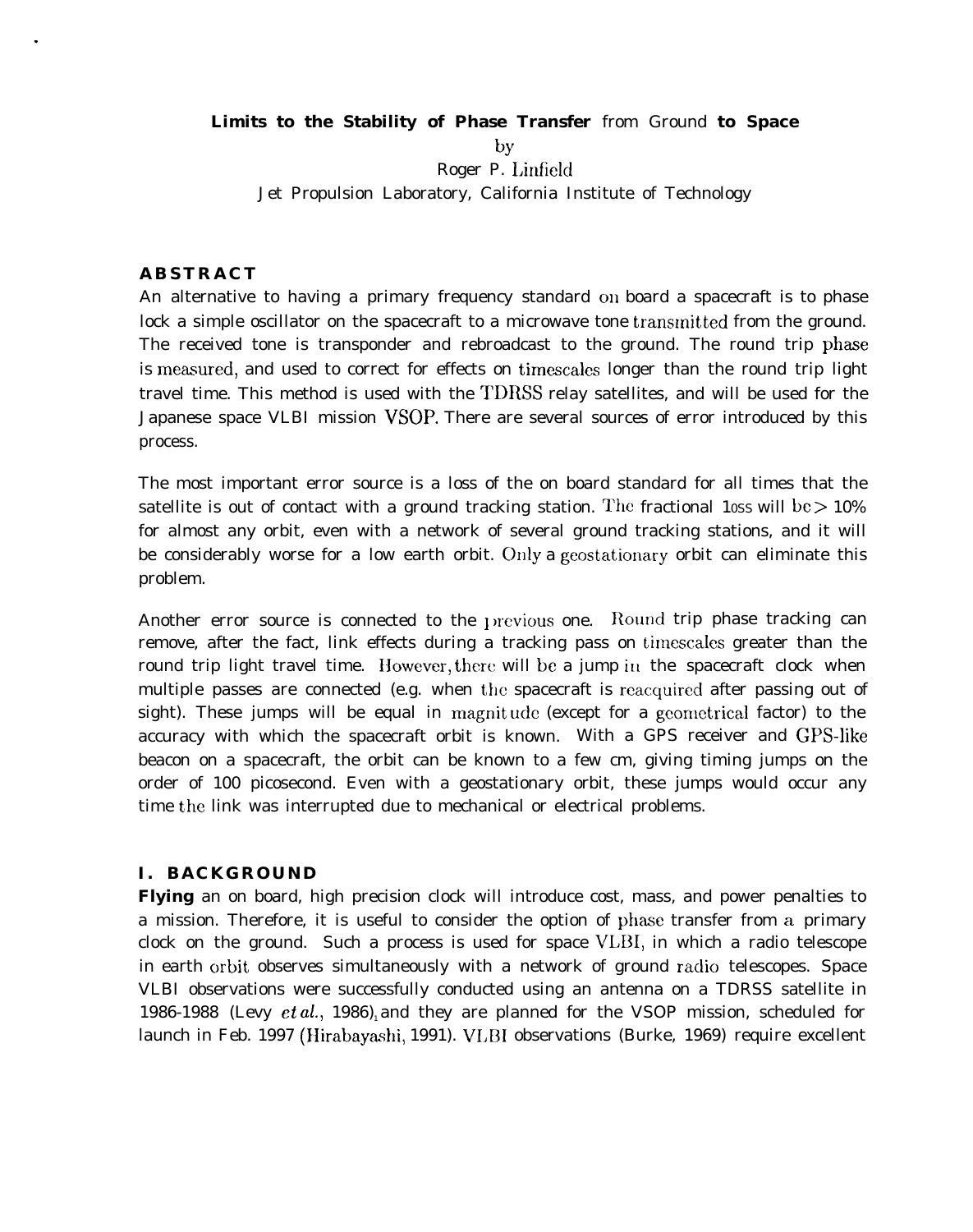# Limits to the Stability of Phase Transfer from Ground to Space

by

Roger P. Linfield

Jet Propulsion Laboratory, California Institute of Technology

## ABSTRACT

An alternative to having a primary frequency standard on board a spacecraft is to phase lock a simple oscillator on the spacecraft to a microwave tone transmitted from the ground. The received tone is transponder and rebroadcast to the ground. The round trip phase is measured, and used to correct for effects on timescales longer than the round trip light travel time. This method is used with the TDRSS relay satellites, and will be used for the Japanese space VLBI mission VSOP. There are several sources of error introduced by this process.

The most important error source is a loss of the on board standard for all times that the satellite is out of contact with a ground tracking station. The fractional loss will be > 10% for almost any orbit, even with a network of several ground tracking stations, and it will be considerably worse for a low earth orbit. Only a geostationary orbit can eliminate this problem.

Another error source is connected to the previous one. Round trip phase tracking can remove, after the fact, link effects during a tracking pass on timescales greater than the round trip light travel time. However, there will be a jump in the spacecraft clock when multiple passes are connected (e.g. when the spacecraft is reacquired after passing out of sight). These jumps will be equal in magnitude (except for a geometrical factor) to the accuracy with which the spacecraft orbit is known. With a GPS receiver and GPS-like beacon on a spacecraft, the orbit can be known to a few cm, giving timing jumps on the order of 100 picosecond. Even with a geostationary orbit, these jumps would occur any time the link was interrupted due to mechanical or electrical problems.

## I. BACKGROUND

**Flying** an on board, high precision clock will introduce cost, mass, and power penalties to a mission. Therefore, it is useful to consider the option of phase transfer from a primary clock on the ground. Such a process is used for space VLBI, in which a radio telescope in earth orbit observes simultaneously with a network of ground radio telescopes. Space VLBI observations were successfully conducted using an antenna on a TDRSS satellite in 1986-1988 (Levy *et al.*, 1986), and they are planned for the VSOP mission, scheduled for launch in Feb. 1997 (Hirabayashi, 1991). VLBI observations (Burke, 1969) require excellent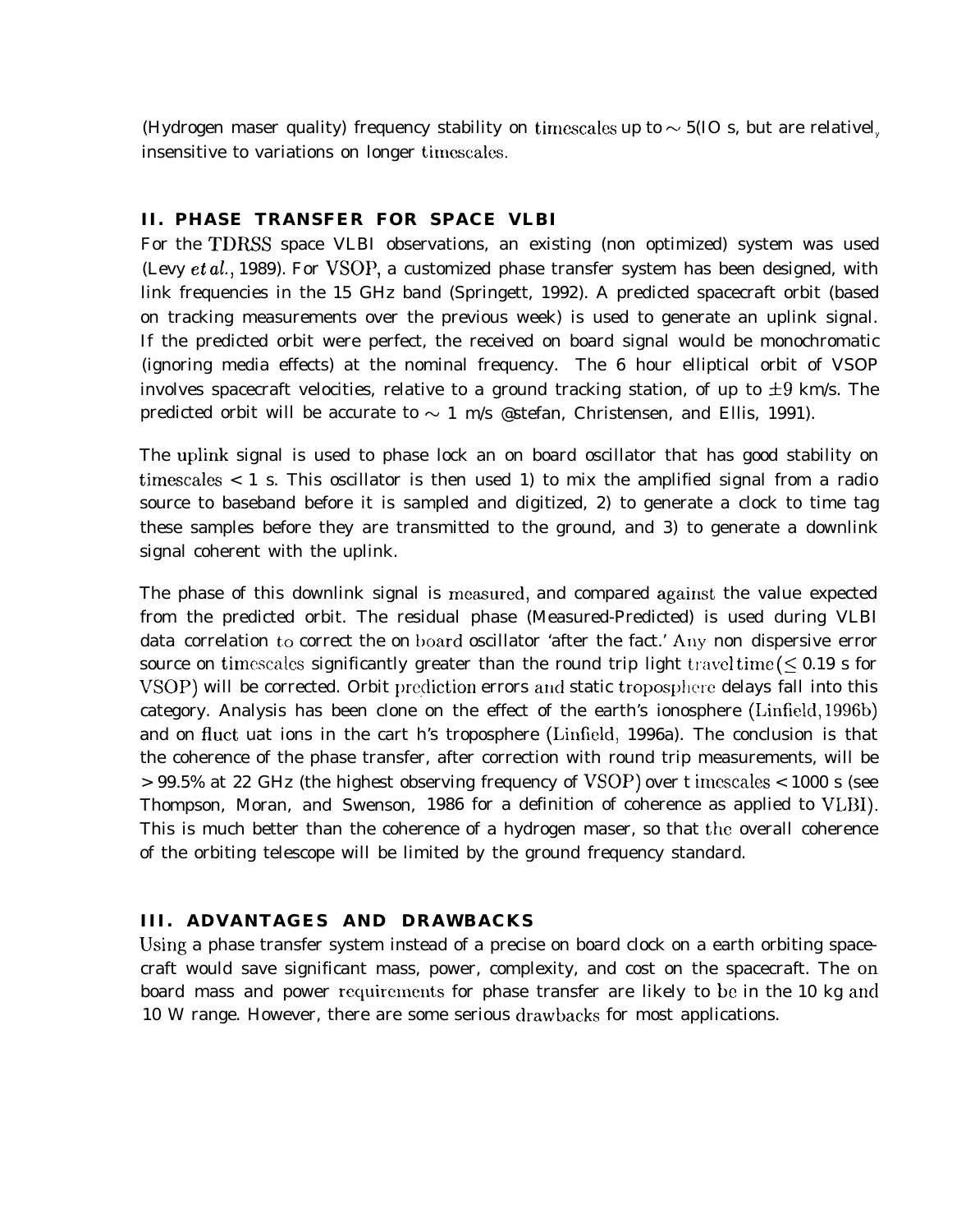(Hydrogen maser quality) frequency stability on timescales up to $\sim$ 5(IO s, but are relativel, insensitive to variations on longer timescales.

## II. PHASE TRANSFER FOR SPACE VLBI

For the TDRSS space VLBI observations, an existing (non optimized) system was used (Levy *et al.*, 1989). For VSOP, a customized phase transfer system has been designed, with link frequencies in the 15 GHz band (Springett, 1992). A predicted spacecraft orbit (based on tracking measurements over the previous week) is used to generate an uplink signal. If the predicted orbit were perfect, the received on board signal would be monochromatic (ignoring media effects) at the nominal frequency. The 6 hour elliptical orbit of VSOP involves spacecraft velocities, relative to a ground tracking station, of up to $\pm 9$ km/s. The predicted orbit will be accurate to $\sim$ 1 m/s @stefan, Christensen, and Ellis, 1991).

The uplink signal is used to phase lock an on board oscillator that has good stability on timescales < 1 s. This oscillator is then used 1) to mix the amplified signal from a radio source to baseband before it is sampled and digitized, 2) to generate a clock to time tag these samples before they are transmitted to the ground, and 3) to generate a downlink signal coherent with the uplink.

The phase of this downlink signal is measured, and compared against the value expected from the predicted orbit. The residual phase (Measured-Predicted) is used during VLBI data correlation to correct the on board oscillator 'after the fact.' Any non dispersive error source on timescales significantly greater than the round trip light travel time ($\leq$ 0.19 s for VSOP) will be corrected. Orbit prediction errors and static troposphere delays fall into this category. Analysis has been clone on the effect of the earth's ionosphere (Linfield, 1996b) and on fluct uat ions in the cart h's troposphere (Linfield, 1996a). The conclusion is that the coherence of the phase transfer, after correction with round trip measurements, will be > 99.5% at 22 GHz (the highest observing frequency of VSOP) over t imescales < 1000 s (see Thompson, Moran, and Swenson, 1986 for a definition of coherence as applied to VLBI). This is much better than the coherence of a hydrogen maser, so that the overall coherence of the orbiting telescope will be limited by the ground frequency standard.

## III. ADVANTAGES AND DRAWBACKS

Using a phase transfer system instead of a precise on board clock on a earth orbiting spacecraft would save significant mass, power, complexity, and cost on the spacecraft. The on board mass and power requirements for phase transfer are likely to be in the 10 kg and 10 W range. However, there are some serious drawbacks for most applications.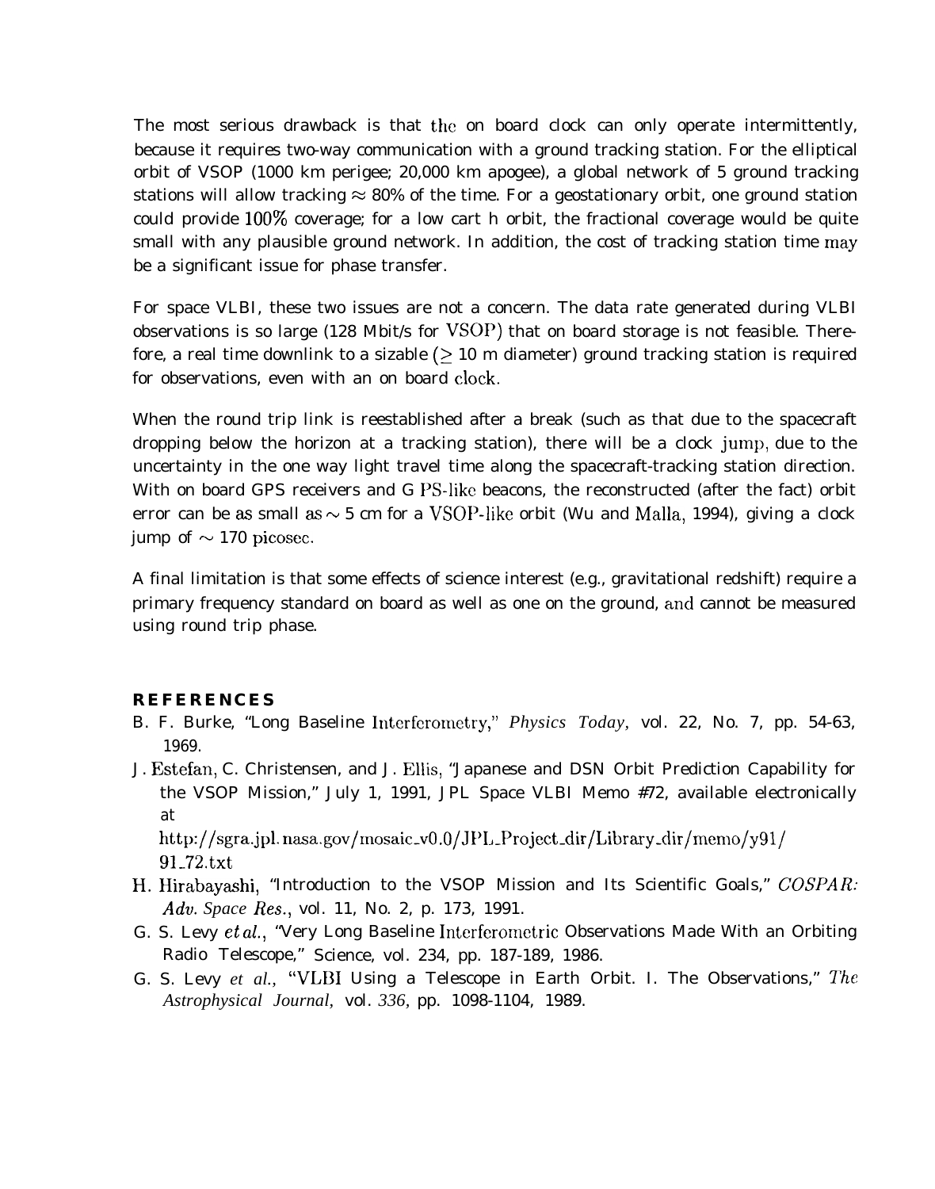The most serious drawback is that the on board clock can only operate intermittently, because it requires two-way communication with a ground tracking station. For the elliptical orbit of VSOP (1000 km perigee; 20,000 km apogee), a global network of 5 ground tracking stations will allow tracking $\approx$ 80% of the time. For a geostationary orbit, one ground station could provide 100% coverage; for a low cart h orbit, the fractional coverage would be quite small with any plausible ground network. In addition, the cost of tracking station time may be a significant issue for phase transfer.

For space VLBI, these two issues are not a concern. The data rate generated during VLBI observations is so large (128 Mbit/s for VSOP) that on board storage is not feasible. Therefore, a real time downlink to a sizable ($\geq$ 10 m diameter) ground tracking station is required for observations, even with an on board clock.

When the round trip link is reestablished after a break (such as that due to the spacecraft dropping below the horizon at a tracking station), there will be a clock jump, due to the uncertainty in the one way light travel time along the spacecraft-tracking station direction. With on board GPS receivers and G PS-like beacons, the reconstructed (after the fact) orbit error can be as small as $\sim$ 5 cm for a VSOP-like orbit (Wu and Malla, 1994), giving a clock jump of $\sim$ 170 picosec.

A final limitation is that some effects of science interest (e.g., gravitational redshift) require a primary frequency standard on board as well as one on the ground, and cannot be measured using round trip phase.

## REFERENCES

B. F. Burke, "Long Baseline Interferometry," *Physics Today*, vol. 22, No. 7, pp. 54-63, 1969.

J. Estefan, C. Christensen, and J. Ellis, "Japanese and DSN Orbit Prediction Capability for the VSOP Mission," July 1, 1991, JPL Space VLBI Memo #72, available electronically at http://sgra.jpl.nasa.gov/mosaic_v0.0/JPL_Project_dir/Library_dir/memo/y91/91_72.txt

H. Hirabayashi, "Introduction to the VSOP Mission and Its Scientific Goals," *COSPAR: Adv. Space Res.*, vol. 11, No. 2, p. 173, 1991.

G. S. Levy *et al.*, "Very Long Baseline Interferometric Observations Made With an Orbiting Radio Telescope," Science, vol. 234, pp. 187-189, 1986.

G. S. Levy *et al.*, "VLBI Using a Telescope in Earth Orbit. I. The Observations," *The Astrophysical Journal*, vol. *336*, pp. 1098-1104, 1989.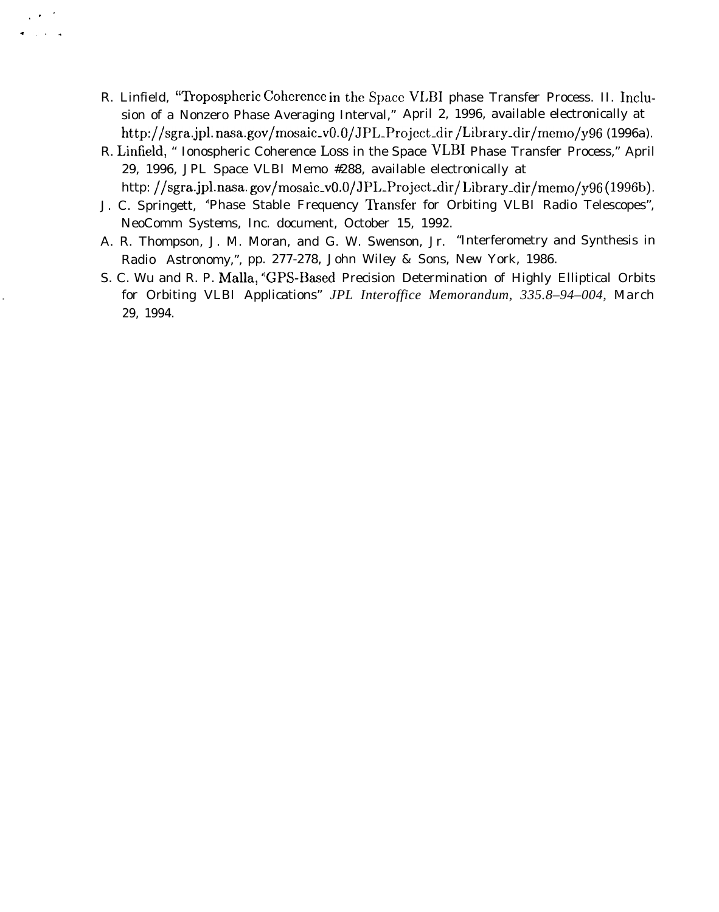R. Linfield, "Tropospheric Coherence in the Space VLBI phase Transfer Process. II. Inclusion of a Nonzero Phase Averaging Interval," April 2, 1996, available electronically at http://sgra.jpl.nasa.gov/mosaic_v0.0/JPL_Project_dir/Library_dir/memo/y96 (1996a).

R. Linfield, " Ionospheric Coherence Loss in the Space VLBI Phase Transfer Process," April 29, 1996, JPL Space VLBI Memo #288, available electronically at http://sgra.jpl.nasa.gov/mosaic_v0.0/JPL_Project_dir/Library_dir/memo/y96 (1996b).

J. C. Springett, "Phase Stable Frequency Transfer for Orbiting VLBI Radio Telescopes", NeoComm Systems, Inc. document, October 15, 1992.

A. R. Thompson, J. M. Moran, and G. W. Swenson, Jr. "Interferometry and Synthesis in Radio Astronomy,", pp. 277-278, John Wiley & Sons, New York, 1986.

S. C. Wu and R. P. Malla, "GPS-Based Precision Determination of Highly Elliptical Orbits for Orbiting VLBI Applications" *JPL Interoffice Memorandum, 335.8–94–004*, March 29, 1994.